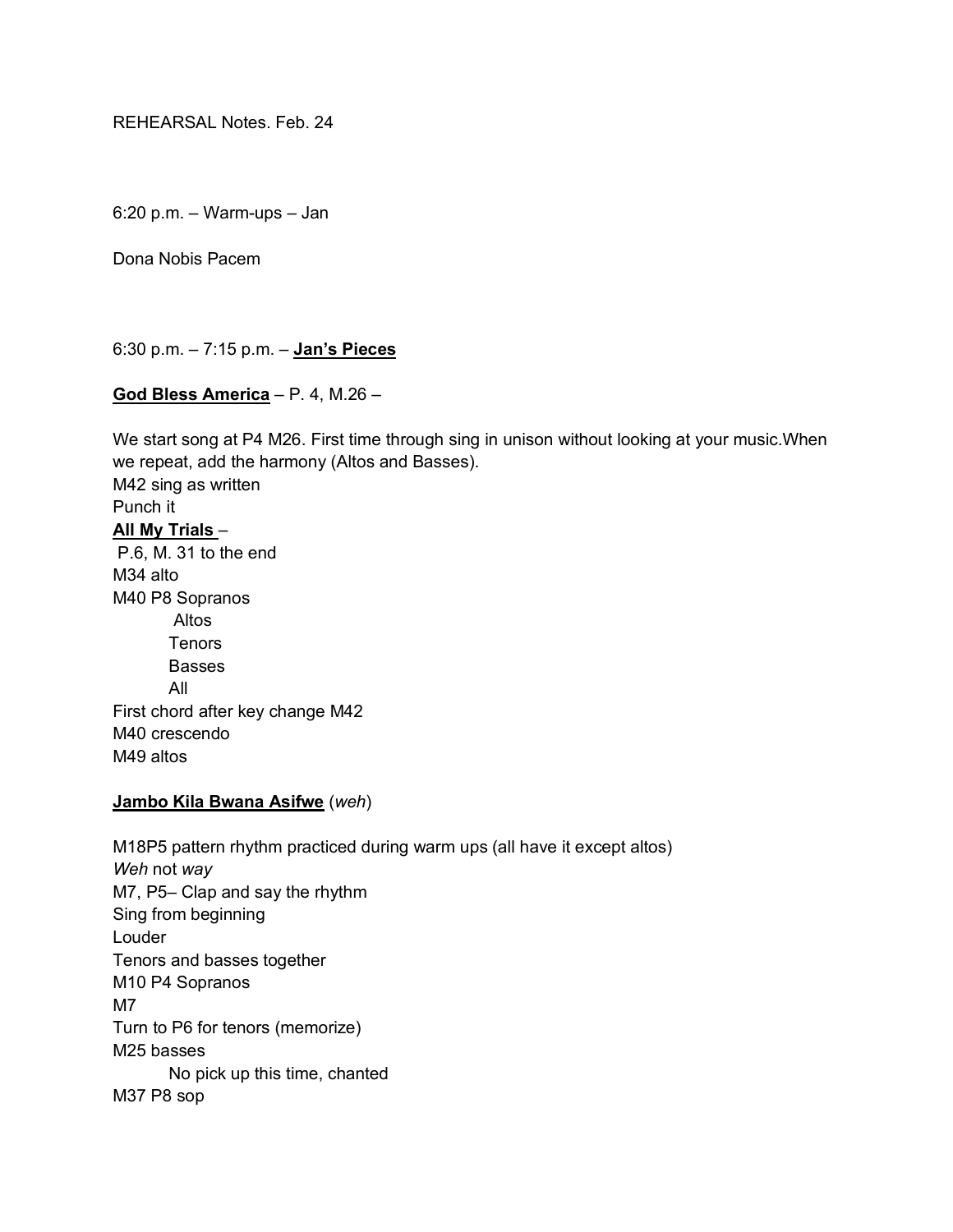REHEARSAL Notes. Feb. 24

6:20 p.m. – Warm-ups – Jan

Dona Nobis Pacem

6:30 p.m. – 7:15 p.m. – **<u>Jan's Pieces</u>**

**<u>God Bless America</u>** – P. 4, M.26 –

We start song at P4 M26. First time through sing in unison without looking at your music.When we repeat, add the harmony (Altos and Basses).
M42 sing as written
Punch it

**<u>All My Trials</u>** –
P.6, M. 31 to the end
M34 alto
M40 P8 Sopranos
&nbsp;&nbsp;&nbsp;&nbsp;&nbsp;&nbsp;&nbsp;&nbsp;Altos
&nbsp;&nbsp;&nbsp;&nbsp;&nbsp;&nbsp;&nbsp;&nbsp;Tenors
&nbsp;&nbsp;&nbsp;&nbsp;&nbsp;&nbsp;&nbsp;&nbsp;Basses
&nbsp;&nbsp;&nbsp;&nbsp;&nbsp;&nbsp;&nbsp;&nbsp;All
First chord after key change M42
M40 crescendo
M49 altos

**<u>Jambo Kila Bwana Asifwe</u>** (*weh*)

M18P5 pattern rhythm practiced during warm ups (all have it except altos)
*Weh* not *way*
M7, P5– Clap and say the rhythm
Sing from beginning
Louder
Tenors and basses together
M10 P4 Sopranos
M7
Turn to P6 for tenors (memorize)
M25 basses
&nbsp;&nbsp;&nbsp;&nbsp;&nbsp;&nbsp;&nbsp;&nbsp;No pick up this time, chanted
M37 P8 sop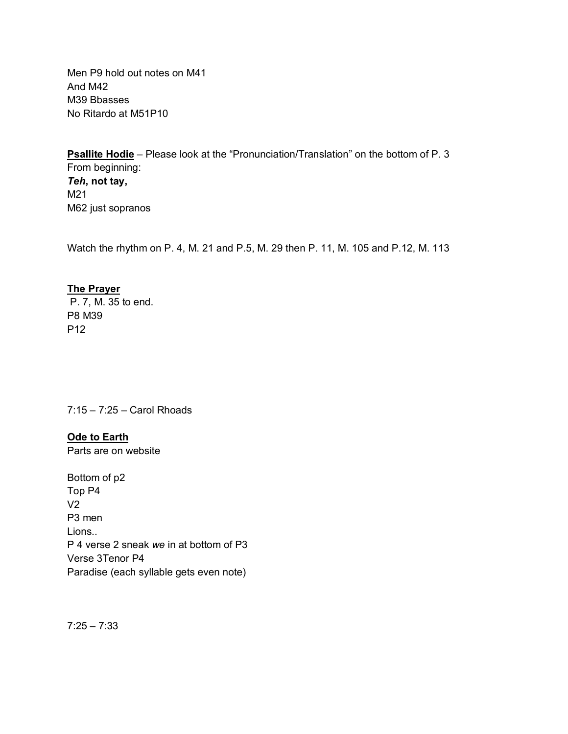Men P9 hold out notes on M41  
And M42  
M39 Bbasses  
No Ritardo at M51P10

**<u>Psallite Hodie</u>** – Please look at the "Pronunciation/Translation" on the bottom of P. 3  
From beginning:  
***Teh*, not tay,**  
M21  
M62 just sopranos

Watch the rhythm on P. 4, M. 21 and P.5, M. 29 then P. 11, M. 105 and P.12, M. 113

**<u>The Prayer</u>**  
P. 7, M. 35 to end.  
P8 M39  
P12

7:15 – 7:25 – Carol Rhoads

**<u>Ode to Earth</u>**  
Parts are on website

Bottom of p2  
Top P4  
V2  
P3 men  
Lions..  
P 4 verse 2 sneak *we* in at bottom of P3  
Verse 3Tenor P4  
Paradise (each syllable gets even note)

7:25 – 7:33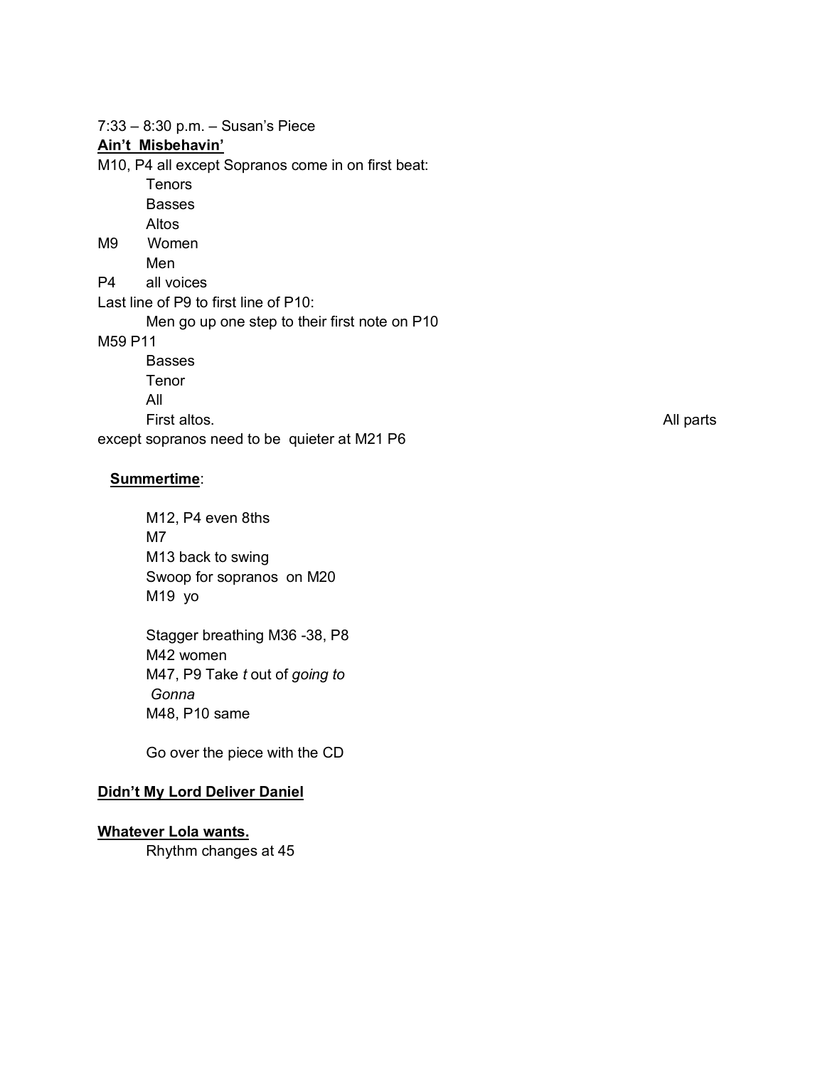7:33 – 8:30 p.m. – Susan's Piece

**Ain't Misbehavin'**

M10, P4 all except Sopranos come in on first beat:

Tenors
Basses
Altos

M9 Women
Men

P4 all voices

Last line of P9 to first line of P10:

Men go up one step to their first note on P10

M59 P11

Basses
Tenor
All
First altos.

All parts except sopranos need to be quieter at M21 P6

**Summertime**:

M12, P4 even 8ths
M7
M13 back to swing
Swoop for sopranos on M20
M19 yo

Stagger breathing M36 -38, P8
M42 women
M47, P9 Take *t* out of *going to*
*Gonna*
M48, P10 same

Go over the piece with the CD

**Didn't My Lord Deliver Daniel**

**Whatever Lola wants.**

Rhythm changes at 45